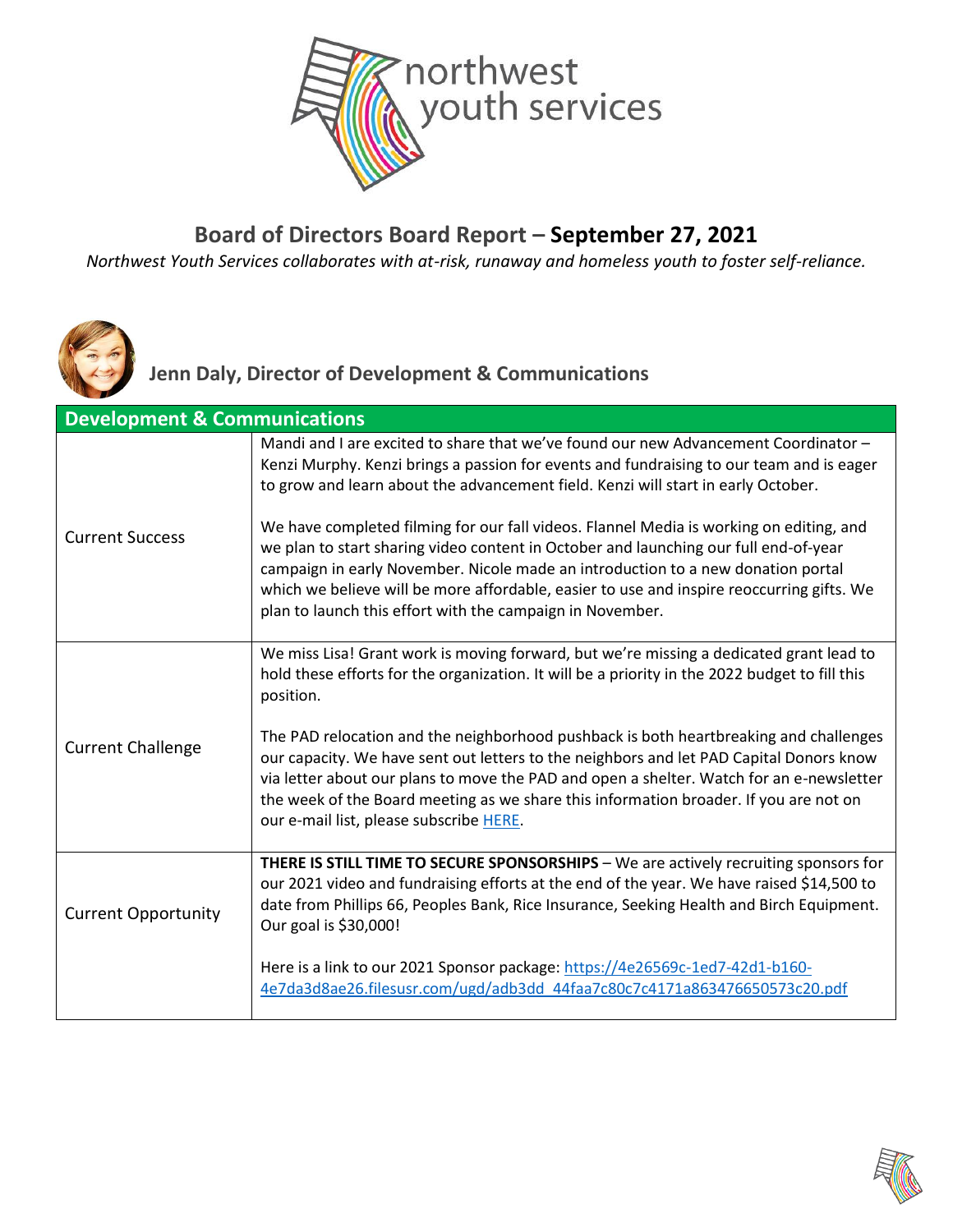# Board of Directors Board Report – **September 27, 2021**

*Northwest Youth Services collaborates with at-risk, runaway and homeless youth to foster self-reliance.*

## Jenn Daly, Director of Development & Communications

| **Development & Communications** | |
|---|---|
| Current Success | Mandi and I are excited to share that we've found our new Advancement Coordinator – Kenzi Murphy. Kenzi brings a passion for events and fundraising to our team and is eager to grow and learn about the advancement field. Kenzi will start in early October.<br><br>We have completed filming for our fall videos. Flannel Media is working on editing, and we plan to start sharing video content in October and launching our full end-of-year campaign in early November. Nicole made an introduction to a new donation portal which we believe will be more affordable, easier to use and inspire reoccurring gifts. We plan to launch this effort with the campaign in November. |
| Current Challenge | We miss Lisa! Grant work is moving forward, but we're missing a dedicated grant lead to hold these efforts for the organization. It will be a priority in the 2022 budget to fill this position.<br><br>The PAD relocation and the neighborhood pushback is both heartbreaking and challenges our capacity. We have sent out letters to the neighbors and let PAD Capital Donors know via letter about our plans to move the PAD and open a shelter. Watch for an e-newsletter the week of the Board meeting as we share this information broader. If you are not on our e-mail list, please subscribe HERE. |
| Current Opportunity | **THERE IS STILL TIME TO SECURE SPONSORSHIPS** – We are actively recruiting sponsors for our 2021 video and fundraising efforts at the end of the year. We have raised $14,500 to date from Phillips 66, Peoples Bank, Rice Insurance, Seeking Health and Birch Equipment. Our goal is $30,000!<br><br>Here is a link to our 2021 Sponsor package: https://4e26569c-1ed7-42d1-b160-4e7da3d8ae26.filesusr.com/ugd/adb3dd_44faa7c80c7c4171a863476650573c20.pdf |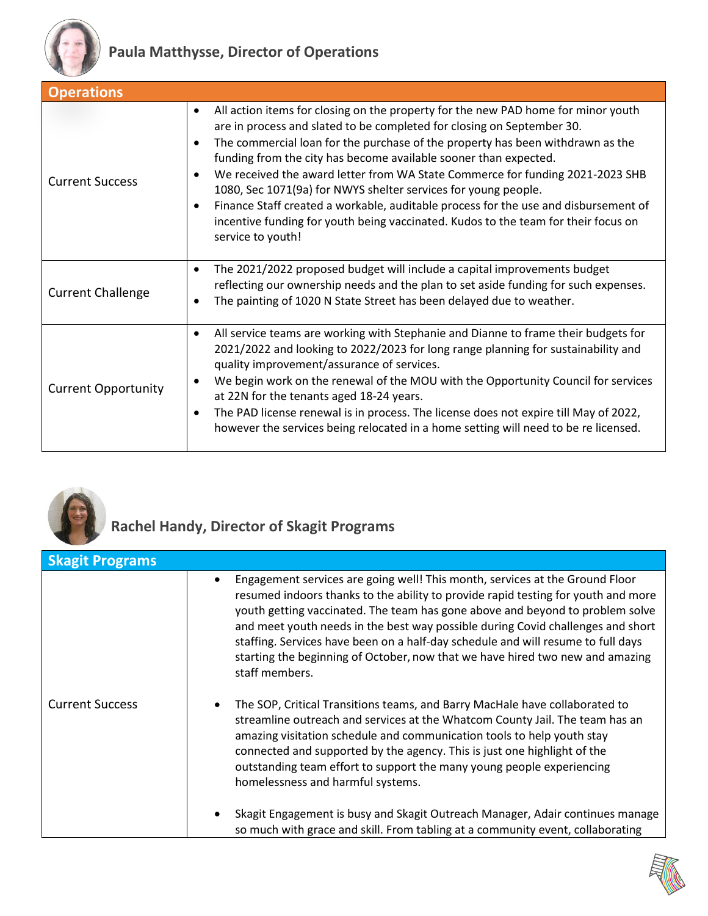## Paula Matthysse, Director of Operations

| Operations | |
|---|---|
| Current Success | • All action items for closing on the property for the new PAD home for minor youth are in process and slated to be completed for closing on September 30.<br>• The commercial loan for the purchase of the property has been withdrawn as the funding from the city has become available sooner than expected.<br>• We received the award letter from WA State Commerce for funding 2021-2023 SHB 1080, Sec 1071(9a) for NWYS shelter services for young people.<br>• Finance Staff created a workable, auditable process for the use and disbursement of incentive funding for youth being vaccinated. Kudos to the team for their focus on service to youth! |
| Current Challenge | • The 2021/2022 proposed budget will include a capital improvements budget reflecting our ownership needs and the plan to set aside funding for such expenses.<br>• The painting of 1020 N State Street has been delayed due to weather. |
| Current Opportunity | • All service teams are working with Stephanie and Dianne to frame their budgets for 2021/2022 and looking to 2022/2023 for long range planning for sustainability and quality improvement/assurance of services.<br>• We begin work on the renewal of the MOU with the Opportunity Council for services at 22N for the tenants aged 18-24 years.<br>• The PAD license renewal is in process. The license does not expire till May of 2022, however the services being relocated in a home setting will need to be re licensed. |

## Rachel Handy, Director of Skagit Programs

| Skagit Programs | |
|---|---|
| Current Success | • Engagement services are going well! This month, services at the Ground Floor resumed indoors thanks to the ability to provide rapid testing for youth and more youth getting vaccinated. The team has gone above and beyond to problem solve and meet youth needs in the best way possible during Covid challenges and short staffing. Services have been on a half-day schedule and will resume to full days starting the beginning of October, now that we have hired two new and amazing staff members.<br><br>• The SOP, Critical Transitions teams, and Barry MacHale have collaborated to streamline outreach and services at the Whatcom County Jail. The team has an amazing visitation schedule and communication tools to help youth stay connected and supported by the agency. This is just one highlight of the outstanding team effort to support the many young people experiencing homelessness and harmful systems.<br><br>• Skagit Engagement is busy and Skagit Outreach Manager, Adair continues manage so much with grace and skill. From tabling at a community event, collaborating |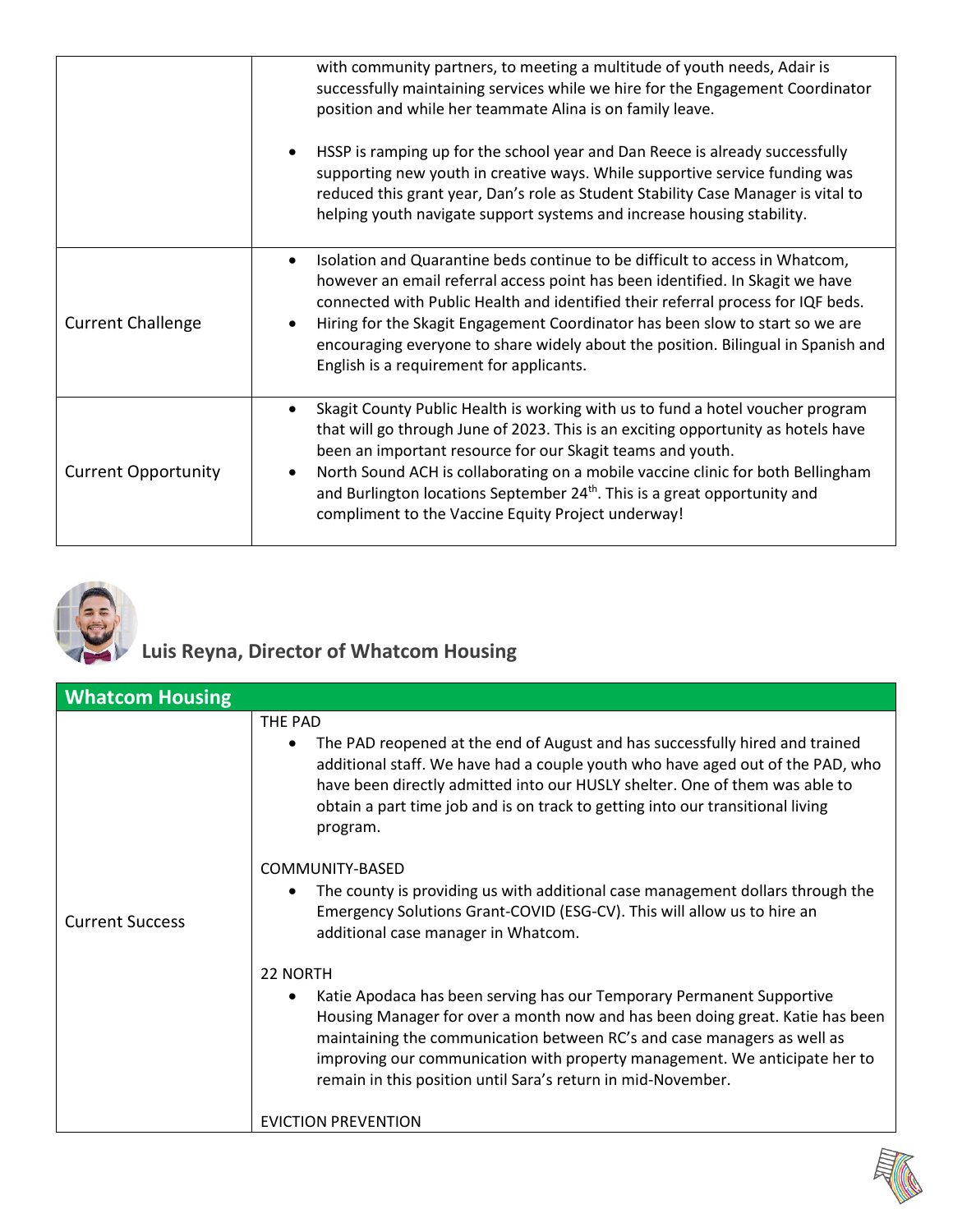| | |
|---|---|
| | with community partners, to meeting a multitude of youth needs, Adair is successfully maintaining services while we hire for the Engagement Coordinator position and while her teammate Alina is on family leave.<br><br>• HSSP is ramping up for the school year and Dan Reece is already successfully supporting new youth in creative ways. While supportive service funding was reduced this grant year, Dan's role as Student Stability Case Manager is vital to helping youth navigate support systems and increase housing stability. |
| Current Challenge | • Isolation and Quarantine beds continue to be difficult to access in Whatcom, however an email referral access point has been identified. In Skagit we have connected with Public Health and identified their referral process for IQF beds.<br>• Hiring for the Skagit Engagement Coordinator has been slow to start so we are encouraging everyone to share widely about the position. Bilingual in Spanish and English is a requirement for applicants. |
| Current Opportunity | • Skagit County Public Health is working with us to fund a hotel voucher program that will go through June of 2023. This is an exciting opportunity as hotels have been an important resource for our Skagit teams and youth.<br>• North Sound ACH is collaborating on a mobile vaccine clinic for both Bellingham and Burlington locations September 24th. This is a great opportunity and compliment to the Vaccine Equity Project underway! |

## Luis Reyna, Director of Whatcom Housing

| Whatcom Housing | |
|---|---|
| Current Success | THE PAD<br>• The PAD reopened at the end of August and has successfully hired and trained additional staff. We have had a couple youth who have aged out of the PAD, who have been directly admitted into our HUSLY shelter. One of them was able to obtain a part time job and is on track to getting into our transitional living program.<br><br>COMMUNITY-BASED<br>• The county is providing us with additional case management dollars through the Emergency Solutions Grant-COVID (ESG-CV). This will allow us to hire an additional case manager in Whatcom.<br><br>22 NORTH<br>• Katie Apodaca has been serving has our Temporary Permanent Supportive Housing Manager for over a month now and has been doing great. Katie has been maintaining the communication between RC's and case managers as well as improving our communication with property management. We anticipate her to remain in this position until Sara's return in mid-November.<br><br>EVICTION PREVENTION |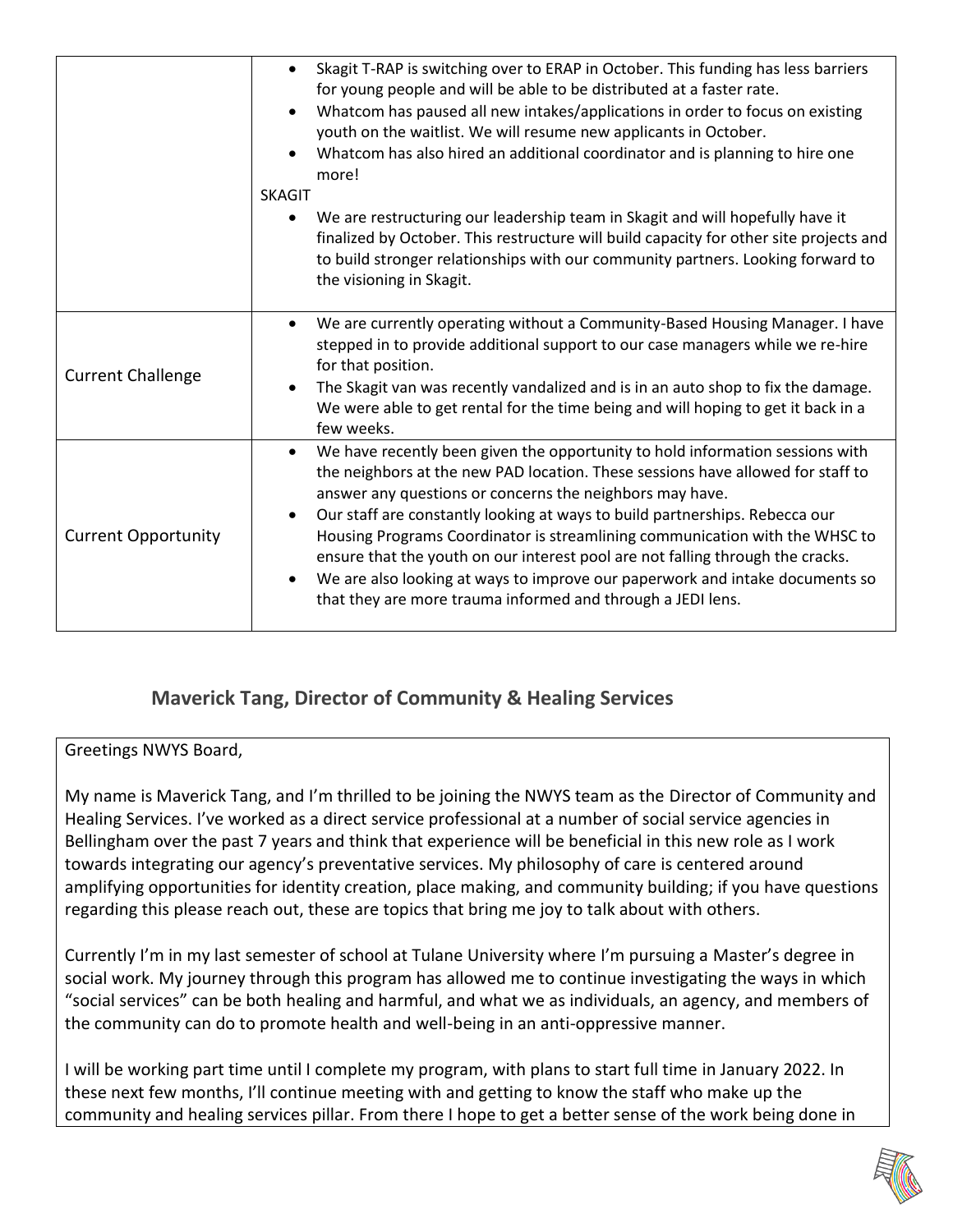| | |
|---|---|
| | • Skagit T-RAP is switching over to ERAP in October. This funding has less barriers for young people and will be able to be distributed at a faster rate.<br>• Whatcom has paused all new intakes/applications in order to focus on existing youth on the waitlist. We will resume new applicants in October.<br>• Whatcom has also hired an additional coordinator and is planning to hire one more!<br>SKAGIT<br>• We are restructuring our leadership team in Skagit and will hopefully have it finalized by October. This restructure will build capacity for other site projects and to build stronger relationships with our community partners. Looking forward to the visioning in Skagit. |
| Current Challenge | • We are currently operating without a Community-Based Housing Manager. I have stepped in to provide additional support to our case managers while we re-hire for that position.<br>• The Skagit van was recently vandalized and is in an auto shop to fix the damage. We were able to get rental for the time being and will hoping to get it back in a few weeks. |
| Current Opportunity | • We have recently been given the opportunity to hold information sessions with the neighbors at the new PAD location. These sessions have allowed for staff to answer any questions or concerns the neighbors may have.<br>• Our staff are constantly looking at ways to build partnerships. Rebecca our Housing Programs Coordinator is streamlining communication with the WHSC to ensure that the youth on our interest pool are not falling through the cracks.<br>• We are also looking at ways to improve our paperwork and intake documents so that they are more trauma informed and through a JEDI lens. |

## Maverick Tang, Director of Community & Healing Services

Greetings NWYS Board,

My name is Maverick Tang, and I'm thrilled to be joining the NWYS team as the Director of Community and Healing Services. I've worked as a direct service professional at a number of social service agencies in Bellingham over the past 7 years and think that experience will be beneficial in this new role as I work towards integrating our agency's preventative services. My philosophy of care is centered around amplifying opportunities for identity creation, place making, and community building; if you have questions regarding this please reach out, these are topics that bring me joy to talk about with others.

Currently I'm in my last semester of school at Tulane University where I'm pursuing a Master's degree in social work. My journey through this program has allowed me to continue investigating the ways in which "social services" can be both healing and harmful, and what we as individuals, an agency, and members of the community can do to promote health and well-being in an anti-oppressive manner.

I will be working part time until I complete my program, with plans to start full time in January 2022. In these next few months, I'll continue meeting with and getting to know the staff who make up the community and healing services pillar. From there I hope to get a better sense of the work being done in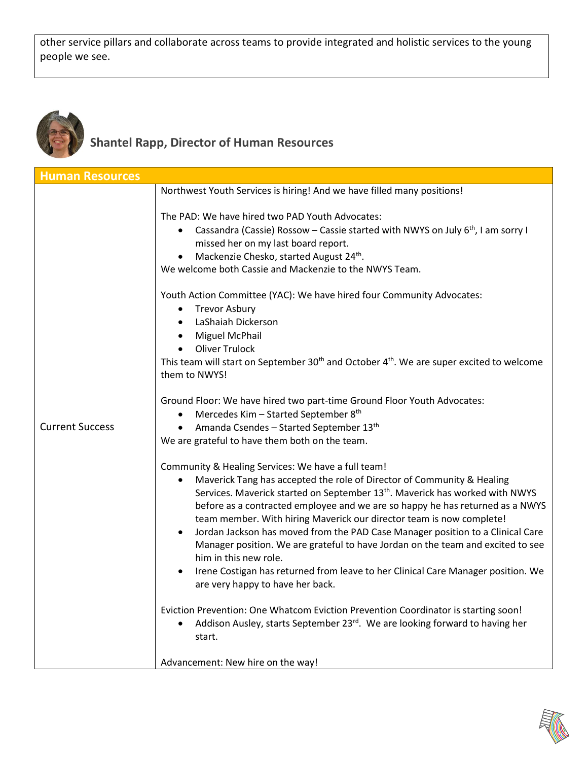other service pillars and collaborate across teams to provide integrated and holistic services to the young people we see.

## Shantel Rapp, Director of Human Resources

| Human Resources | |
|---|---|
| Current Success | Northwest Youth Services is hiring! And we have filled many positions!<br><br>The PAD: We have hired two PAD Youth Advocates:<br>• Cassandra (Cassie) Rossow – Cassie started with NWYS on July 6th, I am sorry I missed her on my last board report.<br>• Mackenzie Chesko, started August 24th.<br>We welcome both Cassie and Mackenzie to the NWYS Team.<br><br>Youth Action Committee (YAC): We have hired four Community Advocates:<br>• Trevor Asbury<br>• LaShaiah Dickerson<br>• Miguel McPhail<br>• Oliver Trulock<br>This team will start on September 30th and October 4th. We are super excited to welcome them to NWYS!<br><br>Ground Floor: We have hired two part-time Ground Floor Youth Advocates:<br>• Mercedes Kim – Started September 8th<br>• Amanda Csendes – Started September 13th<br>We are grateful to have them both on the team.<br><br>Community & Healing Services: We have a full team!<br>• Maverick Tang has accepted the role of Director of Community & Healing Services. Maverick started on September 13th. Maverick has worked with NWYS before as a contracted employee and we are so happy he has returned as a NWYS team member. With hiring Maverick our director team is now complete!<br>• Jordan Jackson has moved from the PAD Case Manager position to a Clinical Care Manager position. We are grateful to have Jordan on the team and excited to see him in this new role.<br>• Irene Costigan has returned from leave to her Clinical Care Manager position. We are very happy to have her back.<br><br>Eviction Prevention: One Whatcom Eviction Prevention Coordinator is starting soon!<br>• Addison Ausley, starts September 23rd. We are looking forward to having her start.<br><br>Advancement: New hire on the way! |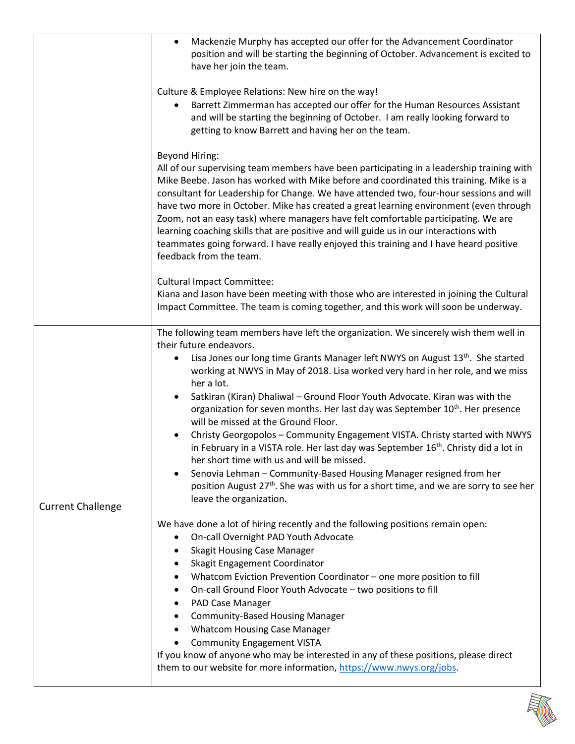| | |
|---|---|
| | • Mackenzie Murphy has accepted our offer for the Advancement Coordinator position and will be starting the beginning of October. Advancement is excited to have her join the team.<br><br>Culture & Employee Relations: New hire on the way!<br>• Barrett Zimmerman has accepted our offer for the Human Resources Assistant and will be starting the beginning of October. I am really looking forward to getting to know Barrett and having her on the team.<br><br>Beyond Hiring:<br>All of our supervising team members have been participating in a leadership training with Mike Beebe. Jason has worked with Mike before and coordinated this training. Mike is a consultant for Leadership for Change. We have attended two, four-hour sessions and will have two more in October. Mike has created a great learning environment (even through Zoom, not an easy task) where managers have felt comfortable participating. We are learning coaching skills that are positive and will guide us in our interactions with teammates going forward. I have really enjoyed this training and I have heard positive feedback from the team.<br><br>Cultural Impact Committee:<br>Kiana and Jason have been meeting with those who are interested in joining the Cultural Impact Committee. The team is coming together, and this work will soon be underway. |
| Current Challenge | The following team members have left the organization. We sincerely wish them well in their future endeavors.<br>• Lisa Jones our long time Grants Manager left NWYS on August 13th. She started working at NWYS in May of 2018. Lisa worked very hard in her role, and we miss her a lot.<br>• Satkiran (Kiran) Dhaliwal – Ground Floor Youth Advocate. Kiran was with the organization for seven months. Her last day was September 10th. Her presence will be missed at the Ground Floor.<br>• Christy Georgopolos – Community Engagement VISTA. Christy started with NWYS in February in a VISTA role. Her last day was September 16th. Christy did a lot in her short time with us and will be missed.<br>• Senovia Lehman – Community-Based Housing Manager resigned from her position August 27th. She was with us for a short time, and we are sorry to see her leave the organization.<br><br>We have done a lot of hiring recently and the following positions remain open:<br>• On-call Overnight PAD Youth Advocate<br>• Skagit Housing Case Manager<br>• Skagit Engagement Coordinator<br>• Whatcom Eviction Prevention Coordinator – one more position to fill<br>• On-call Ground Floor Youth Advocate – two positions to fill<br>• PAD Case Manager<br>• Community-Based Housing Manager<br>• Whatcom Housing Case Manager<br>• Community Engagement VISTA<br>If you know of anyone who may be interested in any of these positions, please direct them to our website for more information, https://www.nwys.org/jobs. |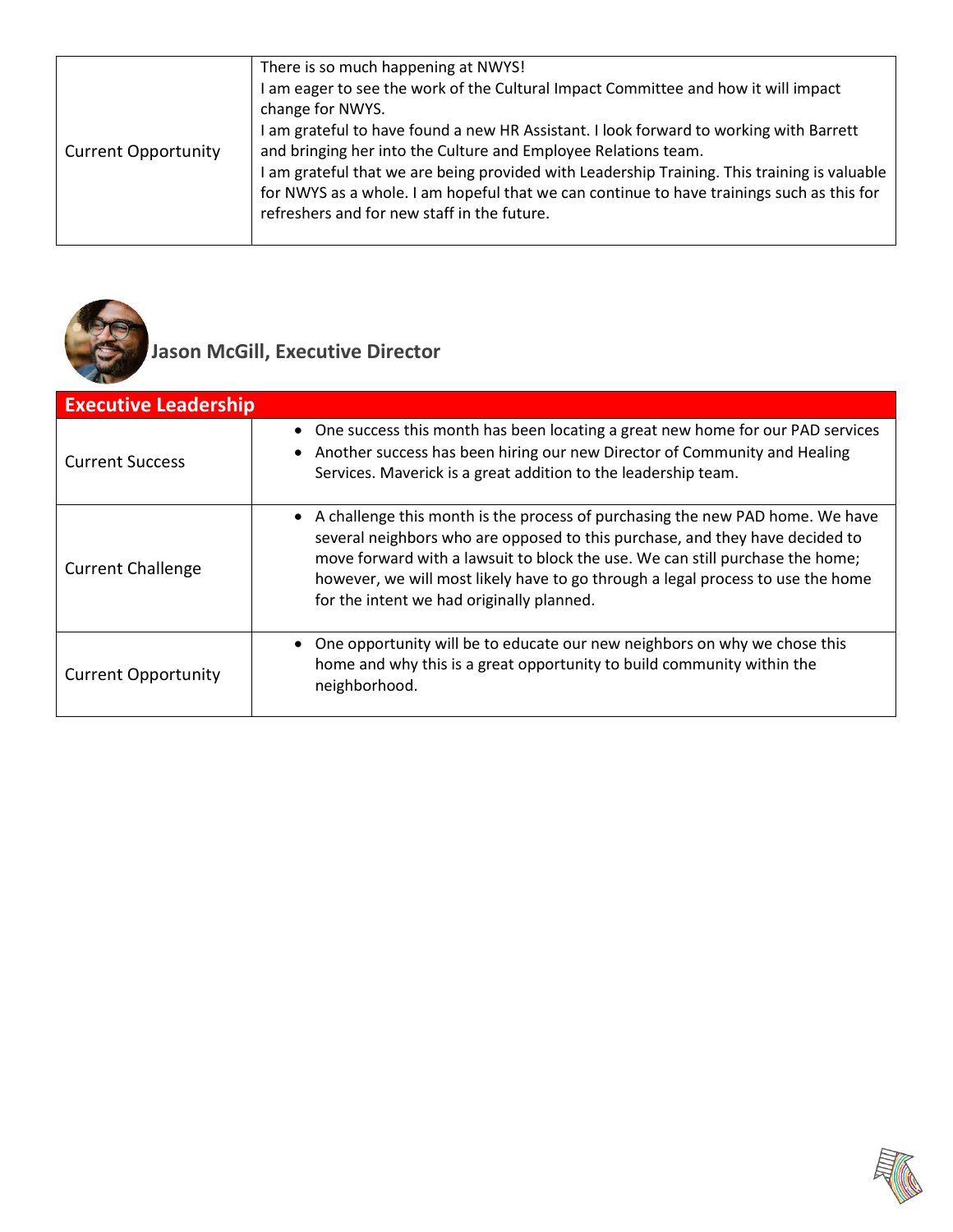| | |
|---|---|
| Current Opportunity | There is so much happening at NWYS!<br>I am eager to see the work of the Cultural Impact Committee and how it will impact change for NWYS.<br>I am grateful to have found a new HR Assistant. I look forward to working with Barrett and bringing her into the Culture and Employee Relations team.<br>I am grateful that we are being provided with Leadership Training. This training is valuable for NWYS as a whole. I am hopeful that we can continue to have trainings such as this for refreshers and for new staff in the future. |

### Jason McGill, Executive Director

| Executive Leadership | |
|---|---|
| Current Success | • One success this month has been locating a great new home for our PAD services<br>• Another success has been hiring our new Director of Community and Healing Services. Maverick is a great addition to the leadership team. |
| Current Challenge | • A challenge this month is the process of purchasing the new PAD home. We have several neighbors who are opposed to this purchase, and they have decided to move forward with a lawsuit to block the use. We can still purchase the home; however, we will most likely have to go through a legal process to use the home for the intent we had originally planned. |
| Current Opportunity | • One opportunity will be to educate our new neighbors on why we chose this home and why this is a great opportunity to build community within the neighborhood. |